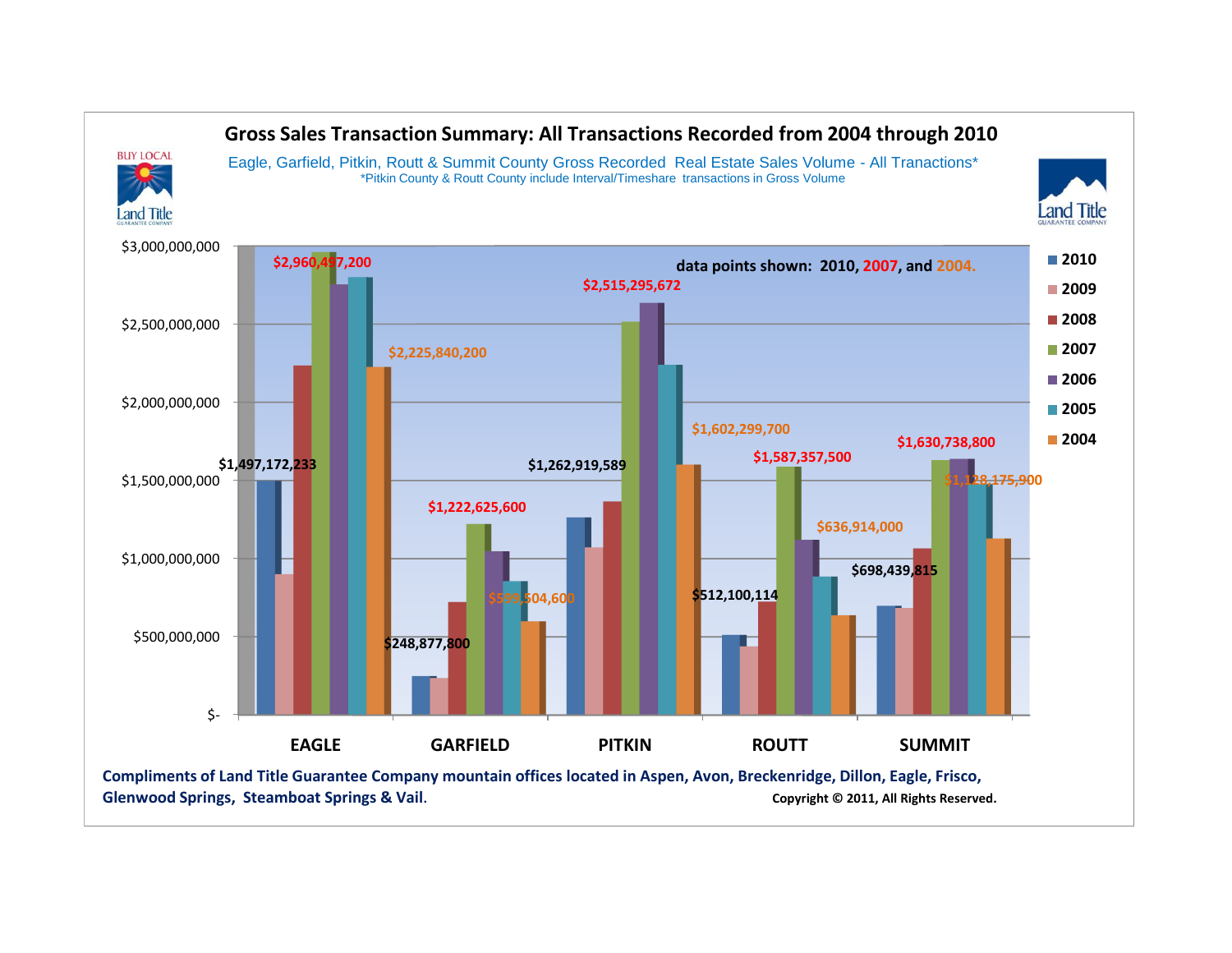# Gross Sales Transaction Summary: All Transactions Recorded from 2004 through 2010

Eagle, Garfield, Pitkin, Routt & Summit County Gross Recorded Real Estate Sales Volume - All Tranactions*

*Pitkin County & Routt County include Interval/Timeshare transactions in Gross Volume

data points shown: 2010, 2007, and 2004.

| County | 2010 | 2007 | 2004 |
|---|---|---|---|
| EAGLE | $1,497,172,233 | $2,960,497,200 | $2,225,840,200 |
| GARFIELD | $248,877,800 | $1,222,625,600 | $599,504,600 |
| PITKIN | $1,262,919,589 | $2,515,295,672 | $1,602,299,700 |
| ROUTT | $512,100,114 | $1,587,357,500 | $636,914,000 |
| SUMMIT | $698,439,815 | $1,630,738,800 | $1,128,175,900 |

Legend: 2010, 2009, 2008, 2007, 2006, 2005, 2004

Compliments of Land Title Guarantee Company mountain offices located in Aspen, Avon, Breckenridge, Dillon, Eagle, Frisco, Glenwood Springs, Steamboat Springs & Vail.

Copyright © 2011, All Rights Reserved.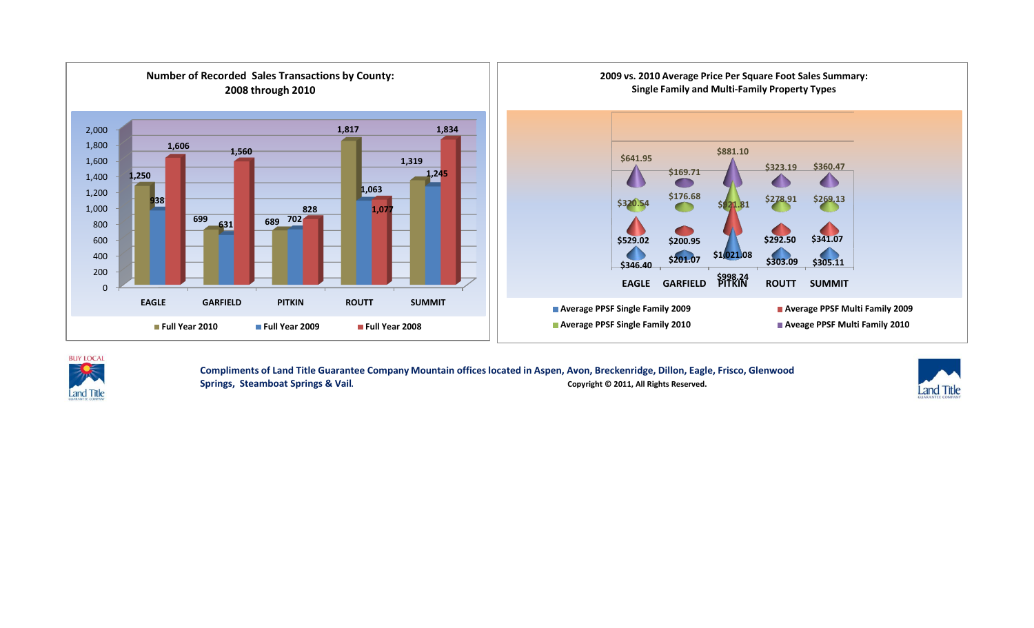## Number of Recorded Sales Transactions by County: 2008 through 2010

| County | Full Year 2010 | Full Year 2009 | Full Year 2008 |
|---|---|---|---|
| EAGLE | 1,250 | 938 | 1,606 |
| GARFIELD | 699 | 631 | 1,560 |
| PITKIN | 689 | 702 | 828 |
| ROUTT | 1,817 | 1,063 | 1,077 |
| SUMMIT | 1,319 | 1,245 | 1,834 |

## 2009 vs. 2010 Average Price Per Square Foot Sales Summary: Single Family and Multi-Family Property Types

| County | Average PPSF Single Family 2009 | Average PPSF Multi Family 2009 | Average PPSF Single Family 2010 | Aveage PPSF Multi Family 2010 |
|---|---|---|---|---|
| EAGLE | $346.40 | $529.02 | $320.54 | $641.95 |
| GARFIELD | $201.07 | $200.95 | $176.68 | $169.71 |
| PITKIN | $998.24 | $1,021.08 | $821.81 | $881.10 |
| ROUTT | $303.09 | $292.50 | $278.91 | $323.19 |
| SUMMIT | $305.11 | $341.07 | $269.13 | $360.47 |

BUY LOCAL Land Title GUARANTEE COMPANY

**Compliments of Land Title Guarantee Company Mountain offices located in Aspen, Avon, Breckenridge, Dillon, Eagle, Frisco, Glenwood Springs, Steamboat Springs & Vail.**

**Copyright © 2011, All Rights Reserved.**

Land Title GUARANTEE COMPANY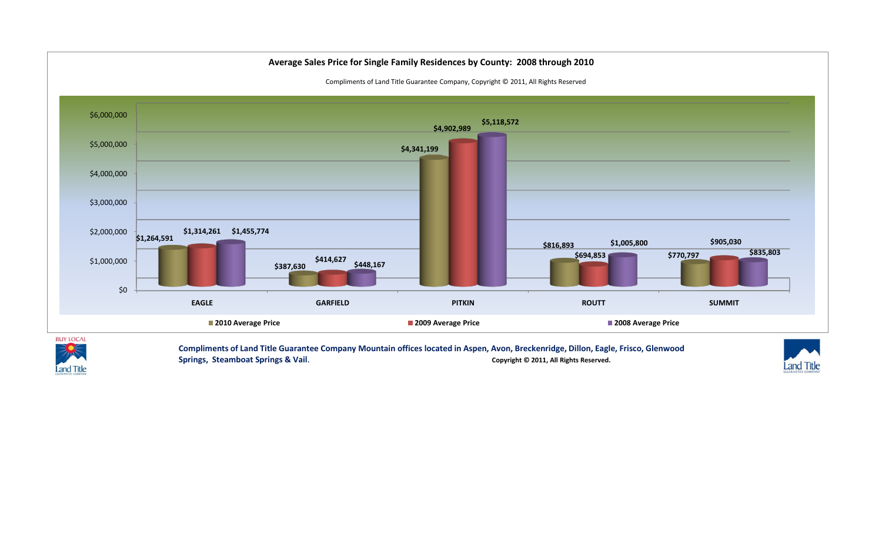## Average Sales Price for Single Family Residences by County: 2008 through 2010

Compliments of Land Title Guarantee Company, Copyright © 2011, All Rights Reserved

| County | 2010 Average Price | 2009 Average Price | 2008 Average Price |
|---|---|---|---|
| EAGLE | $1,264,591 | $1,314,261 | $1,455,774 |
| GARFIELD | $387,630 | $414,627 | $448,167 |
| PITKIN | $4,341,199 | $4,902,989 | $5,118,572 |
| ROUTT | $816,893 | $694,853 | $1,005,800 |
| SUMMIT | $770,797 | $905,030 | $835,803 |

BUY LOCAL

**Compliments of Land Title Guarantee Company Mountain offices located in Aspen, Avon, Breckenridge, Dillon, Eagle, Frisco, Glenwood Springs, Steamboat Springs & Vail.**

**Copyright © 2011, All Rights Reserved.**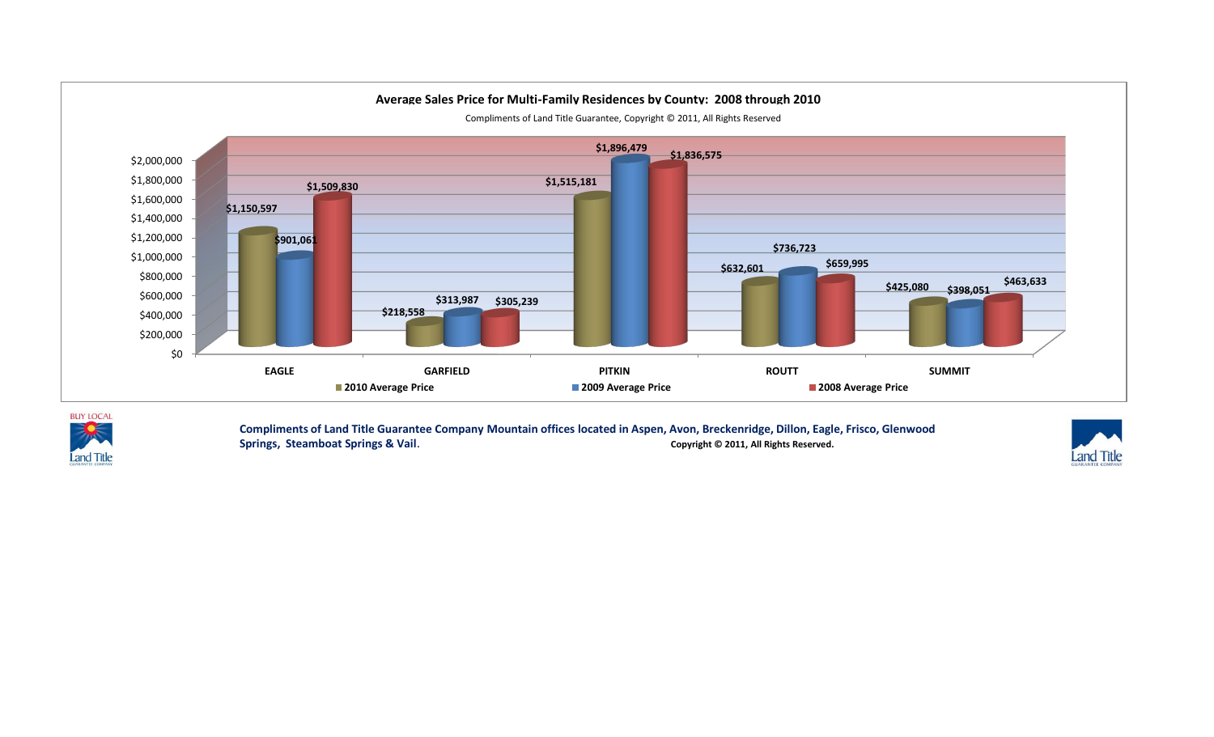## Average Sales Price for Multi-Family Residences by County: 2008 through 2010

Compliments of Land Title Guarantee, Copyright © 2011, All Rights Reserved

| County | 2010 Average Price | 2009 Average Price | 2008 Average Price |
|---|---|---|---|
| EAGLE | $1,150,597 | $901,061 | $1,509,830 |
| GARFIELD | $218,558 | $313,987 | $305,239 |
| PITKIN | $1,515,181 | $1,896,479 | $1,836,575 |
| ROUTT | $632,601 | $736,723 | $659,995 |
| SUMMIT | $425,080 | $398,051 | $463,633 |

BUY LOCAL

**Compliments of Land Title Guarantee Company Mountain offices located in Aspen, Avon, Breckenridge, Dillon, Eagle, Frisco, Glenwood Springs, Steamboat Springs & Vail.**

**Copyright © 2011, All Rights Reserved.**

Land Title GUARANTEE COMPANY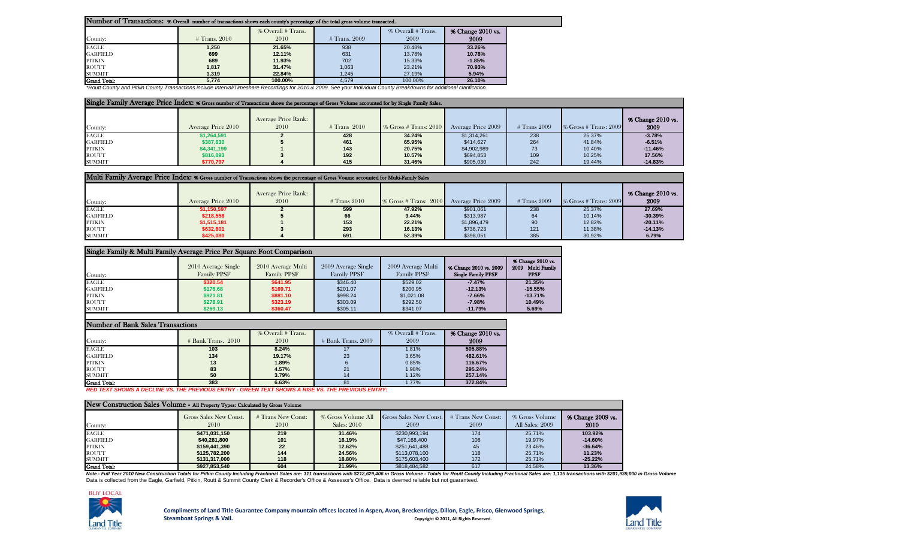## Number of Transactions: % Overall number of transactions shows each county's percentage of the total gross volume transacted.

| County: | # Trans. 2010 | % Overall # Trans. 2010 | # Trans. 2009 | % Overall # Trans. 2009 | % Change 2010 vs. 2009 |
|---|---|---|---|---|---|
| EAGLE | 1,250 | 21.65% | 938 | 20.48% | 33.26% |
| GARFIELD | 699 | 12.11% | 631 | 13.78% | 10.78% |
| PITKIN | 689 | 11.93% | 702 | 15.33% | -1.85% |
| ROUTT | 1,817 | 31.47% | 1,063 | 23.21% | 70.93% |
| SUMMIT | 1,319 | 22.84% | 1,245 | 27.19% | 5.94% |
| Grand Total: | 5,774 | 100.00% | 4,579 | 100.00% | 26.10% |

*Routt County and Pitkin County Transactions include Interval/Timeshare Recordings for 2010 & 2009. See your Individual County Breakdowns for additional clarification.*

## Single Family Average Price Index: % Gross number of Transactions shows the percentage of Gross Volume accounted for by Single Family Sales.

| County: | Average Price 2010 | Average Price Rank: 2010 | # Trans 2010 | % Gross # Trans: 2010 | Average Price 2009 | # Trans 2009 | % Gross # Trans: 2009 | % Change 2010 vs. 2009 |
|---|---|---|---|---|---|---|---|---|
| EAGLE | $1,264,591 | 2 | 428 | 34.24% | $1,314,261 | 238 | 25.37% | -3.78% |
| GARFIELD | $387,630 | 5 | 461 | 65.95% | $414,627 | 264 | 41.84% | -6.51% |
| PITKIN | $4,341,199 | 1 | 143 | 20.75% | $4,902,989 | 73 | 10.40% | -11.46% |
| ROUTT | $816,893 | 3 | 192 | 10.57% | $694,853 | 109 | 10.25% | 17.56% |
| SUMMIT | $770,797 | 4 | 415 | 31.46% | $905,030 | 242 | 19.44% | -14.83% |

## Multi Family Average Price Index: % Gross number of Transactions shows the percentage of Gross Voume accounted for Multi-Family Sales

| County: | Average Price 2010 | Average Price Rank: 2010 | # Trans 2010 | % Gross # Trans: 2010 | Average Price 2009 | # Trans 2009 | % Gross # Trans: 2009 | % Change 2010 vs. 2009 |
|---|---|---|---|---|---|---|---|---|
| EAGLE | $1,150,597 | 2 | 599 | 47.92% | $901,061 | 238 | 25.37% | 27.69% |
| GARFIELD | $218,558 | 5 | 66 | 9.44% | $313,987 | 64 | 10.14% | -30.39% |
| PITKIN | $1,515,181 | 1 | 153 | 22.21% | $1,896,479 | 90 | 12.82% | -20.11% |
| ROUTT | $632,601 | 3 | 293 | 16.13% | $736,723 | 121 | 11.38% | -14.13% |
| SUMMIT | $425,080 | 4 | 691 | 52.39% | $398,051 | 385 | 30.92% | 6.79% |

## Single Family & Multi Family Average Price Per Square Foot Comparison

| County: | 2010 Average Single Family PPSF | 2010 Average Multi Family PPSF | 2009 Average Single Family PPSF | 2009 Average Multi Family PPSF | % Change 2010 vs. 2009 Single Family PPSF | % Change 2010 vs. 2009 Multi Family PPSF |
|---|---|---|---|---|---|---|
| EAGLE | $320.54 | $641.95 | $346.40 | $529.02 | -7.47% | 21.35% |
| GARFIELD | $176.68 | $169.71 | $201.07 | $200.95 | -12.13% | -15.55% |
| PITKIN | $921.81 | $881.10 | $998.24 | $1,021.08 | -7.66% | -13.71% |
| ROUTT | $278.91 | $323.19 | $303.09 | $292.50 | -7.98% | 10.49% |
| SUMMIT | $269.13 | $360.47 | $305.11 | $341.07 | -11.79% | 5.69% |

## Number of Bank Sales Transactions

| County: | # Bank Trans. 2010 | % Overall # Trans. 2010 | # Bank Trans. 2009 | % Overall # Trans. 2009 | % Change 2010 vs. 2009 |
|---|---|---|---|---|---|
| EAGLE | 103 | 8.24% | 17 | 1.81% | 505.88% |
| GARFIELD | 134 | 19.17% | 23 | 3.65% | 482.61% |
| PITKIN | 13 | 1.89% | 6 | 0.85% | 116.67% |
| ROUTT | 83 | 4.57% | 21 | 1.98% | 295.24% |
| SUMMIT | 50 | 3.79% | 14 | 1.12% | 257.14% |
| Grand Total: | 383 | 6.63% | 81 | 1.77% | 372.84% |

*RED TEXT SHOWS A DECLINE VS. THE PREVIOUS ENTRY - GREEN TEXT SHOWS A RISE VS. THE PREVIOUS ENTRY:*

## New Construction Sales Volume - All Property Types: Calculated by Gross Volume

| County: | Gross Sales New Const. 2010 | # Trans New Const: 2010 | % Gross Volume All Sales: 2010 | Gross Sales New Const. 2009 | # Trans New Const: 2009 | % Gross Volume All Sales: 2009 | % Change 2009 vs. 2010 |
|---|---|---|---|---|---|---|---|
| EAGLE | $471,031,150 | 219 | 31.46% | $230,993,194 | 174 | 25.71% | 103.92% |
| GARFIELD | $40,281,800 | 101 | 16.19% | $47,168,400 | 108 | 19.97% | -14.60% |
| PITKIN | $159,441,390 | 22 | 12.62% | $251,641,488 | 45 | 23.46% | -36.64% |
| ROUTT | $125,782,200 | 144 | 24.56% | $113,078,100 | 118 | 25.71% | 11.23% |
| SUMMIT | $131,317,000 | 118 | 18.80% | $175,603,400 | 172 | 25.71% | -25.22% |
| Grand Total: | $927,853,540 | 604 | 21.99% | $818,484,582 | 617 | 24.58% | 13.36% |

*Note - Full Year 2010 New Construction Totals for Pitkin County Including Fractional Sales are: 111 transactions with $212,629,406 in Gross Volume - Totals for Routt County Including Fractional Sales are: 1,115 transactions with $201,939,000 in Gross Volume*

Data is collected from the Eagle, Garfield, Pitkin, Routt & Summit County Clerk & Recorder's Office & Assessor's Office. Data is deemed reliable but not guaranteed.

BUY LOCAL

Land Title GUARANTEE COMPANY

**Compliments of Land Title Guarantee Company mountain offices located in Aspen, Avon, Breckenridge, Dillon, Eagle, Frisco, Glenwood Springs, Steamboat Springs & Vail.**

**Copyright © 2011, All Rights Reserved.**

Land Title GUARANTEE COMPANY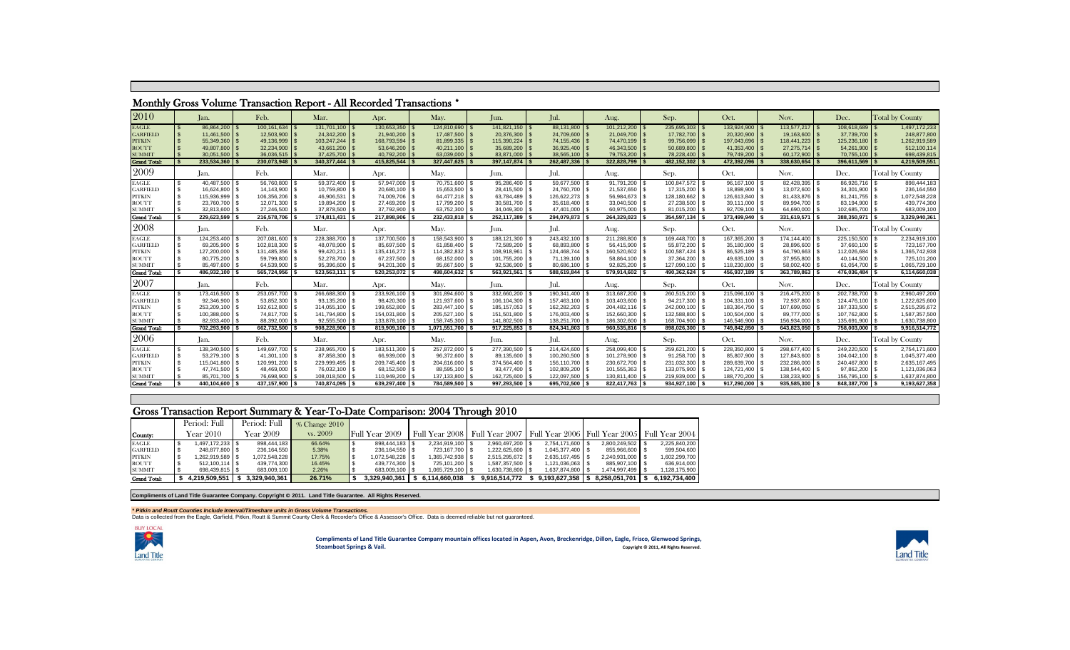## Monthly Gross Volume Transaction Report - All Recorded Transactions *

| 2010 | Jan. | Feb. | Mar. | Apr. | May. | Jun. | Jul. | Aug. | Sep. | Oct. | Nov. | Dec. | Total by County |
|---|---|---|---|---|---|---|---|---|---|---|---|---|---|
| EAGLE | $ 86,864,200 | $ 100,161,634 | $ 131,701,100 | $ 130,653,350 | $ 124,810,690 | $ 141,821,150 | $ 88,131,800 | $ 101,212,200 | $ 235,695,303 | $ 133,924,900 | $ 113,577,217 | $ 108,618,689 | $ 1,497,172,233 |
| GARFIELD | $ 11,461,500 | $ 12,503,900 | $ 24,342,200 | $ 21,940,200 | $ 17,487,500 | $ 20,376,300 | $ 24,709,600 | $ 21,049,700 | $ 17,782,700 | $ 20,320,900 | $ 19,163,600 | $ 37,739,700 | $ 248,877,800 |
| PITKIN | $ 55,349,360 | $ 49,136,999 | $ 103,247,244 | $ 168,793,594 | $ 81,899,335 | $ 115,390,224 | $ 74,155,436 | $ 74,470,199 | $ 99,756,099 | $ 197,043,696 | $ 118,441,223 | $ 125,236,180 | $ 1,262,919,589 |
| ROUTT | $ 49,807,800 | $ 32,234,900 | $ 43,661,200 | $ 53,646,200 | $ 40,211,100 | $ 35,689,200 | $ 36,925,400 | $ 46,343,500 | $ 50,689,800 | $ 41,353,400 | $ 27,275,714 | $ 54,261,900 | $ 512,100,114 |
| SUMMIT | $ 30,051,500 | $ 36,036,515 | $ 37,425,700 | $ 40,792,200 | $ 63,039,000 | $ 83,871,000 | $ 38,565,100 | $ 79,753,200 | $ 78,228,400 | $ 79,749,200 | $ 60,172,900 | $ 70,755,100 | $ 698,439,815 |
| **Grand Total:** | **$ 233,534,360** | **$ 230,073,948** | **$ 340,377,444** | **$ 415,825,544** | **$ 327,447,625** | **$ 397,147,874** | **$ 262,487,336** | **$ 322,828,799** | **$ 482,152,302** | **$ 472,392,096** | **$ 338,630,654** | **$ 396,611,569** | **$ 4,219,509,551** |
| **2009** | **Jan.** | **Feb.** | **Mar.** | **Apr.** | **May.** | **Jun.** | **Jul.** | **Aug.** | **Sep.** | **Oct.** | **Nov.** | **Dec.** | **Total by County** |
| EAGLE | $ 40,487,500 | $ 56,760,800 | $ 59,372,400 | $ 57,947,000 | $ 70,751,600 | $ 95,286,400 | $ 59,677,500 | $ 91,791,200 | $ 100,847,572 | $ 96,167,100 | $ 82,428,395 | $ 86,926,716 | $ 898,444,183 |
| GARFIELD | $ 16,624,800 | $ 14,143,900 | $ 10,759,800 | $ 20,680,100 | $ 15,653,500 | $ 28,415,500 | $ 24,760,700 | $ 21,537,650 | $ 17,315,200 | $ 18,898,900 | $ 13,072,600 | $ 34,301,900 | $ 236,164,550 |
| PITKIN | $ 115,936,999 | $ 106,356,206 | $ 46,906,531 | $ 74,009,706 | $ 64,477,218 | $ 63,784,489 | $ 126,622,273 | $ 56,984,673 | $ 128,180,662 | $ 126,613,840 | $ 81,433,876 | $ 81,241,755 | $ 1,072,548,228 |
| ROUTT | $ 23,760,700 | $ 12,071,300 | $ 19,894,200 | $ 27,469,200 | $ 17,799,200 | $ 30,581,700 | $ 35,618,400 | $ 33,040,500 | $ 27,238,500 | $ 39,111,000 | $ 89,994,700 | $ 83,194,900 | $ 439,774,300 |
| SUMMIT | $ 32,813,600 | $ 27,246,500 | $ 37,878,500 | $ 37,792,900 | $ 63,752,300 | $ 34,049,300 | $ 47,401,000 | $ 60,975,000 | $ 81,015,200 | $ 92,709,100 | $ 64,690,000 | $ 102,685,700 | $ 683,009,100 |
| **Grand Total:** | **$ 229,623,599** | **$ 216,578,706** | **$ 174,811,431** | **$ 217,898,906** | **$ 232,433,818** | **$ 252,117,389** | **$ 294,079,873** | **$ 264,329,023** | **$ 354,597,134** | **$ 373,499,940** | **$ 331,619,571** | **$ 388,350,971** | **$ 3,329,940,361** |
| **2008** | **Jan.** | **Feb.** | **Mar.** | **Apr.** | **May.** | **Jun.** | **Jul.** | **Aug.** | **Sep.** | **Oct.** | **Nov.** | **Dec.** | **Total by County** |
| EAGLE | $ 124,253,400 | $ 207,081,600 | $ 228,388,700 | $ 137,700,500 | $ 158,543,900 | $ 188,121,300 | $ 243,432,100 | $ 211,288,800 | $ 169,448,700 | $ 167,365,200 | $ 174,144,400 | $ 225,150,500 | $ 2,234,919,100 |
| GARFIELD | $ 69,205,900 | $ 102,818,300 | $ 48,078,900 | $ 85,697,500 | $ 61,858,400 | $ 72,589,200 | $ 68,893,800 | $ 56,415,900 | $ 55,872,200 | $ 35,180,900 | $ 28,896,600 | $ 37,660,100 | $ 723,167,700 |
| PITKIN | $ 127,000,000 | $ 131,485,356 | $ 99,420,211 | $ 135,416,272 | $ 114,382,832 | $ 108,918,961 | $ 124,468,744 | $ 160,520,602 | $ 100,587,424 | $ 86,525,189 | $ 64,790,663 | $ 112,026,684 | $ 1,365,742,938 |
| ROUTT | $ 80,775,200 | $ 59,799,800 | $ 52,278,700 | $ 67,237,500 | $ 68,152,000 | $ 101,755,200 | $ 71,139,100 | $ 58,864,100 | $ 37,364,200 | $ 49,635,100 | $ 37,955,800 | $ 40,144,500 | $ 725,101,200 |
| SUMMIT | $ 85,497,600 | $ 64,539,900 | $ 95,396,600 | $ 94,201,300 | $ 95,667,500 | $ 92,536,900 | $ 80,686,100 | $ 92,825,200 | $ 127,090,100 | $ 118,230,800 | $ 58,002,400 | $ 61,054,700 | $ 1,065,729,100 |
| **Grand Total:** | **$ 486,932,100** | **$ 565,724,956** | **$ 523,563,111** | **$ 520,253,072** | **$ 498,604,632** | **$ 563,921,561** | **$ 588,619,844** | **$ 579,914,602** | **$ 490,362,624** | **$ 456,937,189** | **$ 363,789,863** | **$ 476,036,484** | **$ 6,114,660,038** |
| **2007** | **Jan.** | **Feb.** | **Mar.** | **Apr.** | **May.** | **Jun.** | **Jul.** | **Aug.** | **Sep.** | **Oct.** | **Nov.** | **Dec.** | **Total by County** |
| EAGLE | $ 173,416,500 | $ 253,057,700 | $ 266,688,300 | $ 233,926,100 | $ 301,894,600 | $ 332,660,200 | $ 190,341,400 | $ 313,687,200 | $ 260,515,200 | $ 215,096,100 | $ 216,475,200 | $ 202,738,700 | $ 2,960,497,200 |
| GARFIELD | $ 92,346,900 | $ 53,852,300 | $ 93,135,200 | $ 98,420,300 | $ 121,937,600 | $ 106,104,300 | $ 157,463,100 | $ 103,403,600 | $ 94,217,300 | $ 104,331,100 | $ 72,937,800 | $ 124,476,100 | $ 1,222,625,600 |
| PITKIN | $ 253,209,100 | $ 192,612,800 | $ 314,055,100 | $ 199,652,800 | $ 283,447,100 | $ 185,157,053 | $ 162,282,203 | $ 204,482,116 | $ 242,000,100 | $ 183,364,750 | $ 107,699,050 | $ 187,333,500 | $ 2,515,295,672 |
| ROUTT | $ 100,388,000 | $ 74,817,700 | $ 141,794,800 | $ 154,031,800 | $ 205,527,100 | $ 151,501,800 | $ 176,003,400 | $ 152,660,300 | $ 132,588,800 | $ 100,504,000 | $ 89,777,000 | $ 107,762,800 | $ 1,587,357,500 |
| SUMMIT | $ 82,933,400 | $ 88,392,000 | $ 92,555,500 | $ 133,878,100 | $ 158,745,300 | $ 141,802,500 | $ 138,251,700 | $ 186,302,600 | $ 168,704,900 | $ 146,546,900 | $ 156,934,000 | $ 135,691,900 | $ 1,630,738,800 |
| **Grand Total:** | **$ 702,293,900** | **$ 662,732,500** | **$ 908,228,900** | **$ 819,909,100** | **$ 1,071,551,700** | **$ 917,225,853** | **$ 824,341,803** | **$ 960,535,816** | **$ 898,026,300** | **$ 749,842,850** | **$ 643,823,050** | **$ 758,003,000** | **$ 9,916,514,772** |
| **2006** | **Jan.** | **Feb.** | **Mar.** | **Apr.** | **May.** | **Jun.** | **Jul.** | **Aug.** | **Sep.** | **Oct.** | **Nov.** | **Dec.** | **Total by County** |
| EAGLE | $ 138,340,500 | $ 149,697,700 | $ 238,965,700 | $ 183,511,300 | $ 257,872,000 | $ 277,390,500 | $ 214,424,600 | $ 258,099,400 | $ 259,621,200 | $ 228,350,800 | $ 298,677,400 | $ 249,220,500 | $ 2,754,171,600 |
| GARFIELD | $ 53,279,100 | $ 41,301,100 | $ 87,858,300 | $ 66,939,000 | $ 96,372,600 | $ 89,135,600 | $ 100,260,500 | $ 101,278,900 | $ 91,258,700 | $ 85,807,900 | $ 127,843,600 | $ 104,042,100 | $ 1,045,377,400 |
| PITKIN | $ 115,041,800 | $ 120,991,200 | $ 229,999,495 | $ 209,745,400 | $ 204,616,000 | $ 374,564,400 | $ 156,110,700 | $ 230,672,700 | $ 231,032,300 | $ 289,639,700 | $ 232,286,000 | $ 240,467,800 | $ 2,635,167,495 |
| ROUTT | $ 47,741,500 | $ 48,469,000 | $ 76,032,100 | $ 68,152,500 | $ 88,595,100 | $ 93,477,400 | $ 102,809,200 | $ 101,555,363 | $ 133,075,800 | $ 124,721,400 | $ 138,544,400 | $ 97,862,200 | $ 1,121,036,063 |
| SUMMIT | $ 85,701,700 | $ 76,698,900 | $ 108,018,500 | $ 110,949,200 | $ 137,133,800 | $ 162,725,600 | $ 122,097,500 | $ 130,811,400 | $ 219,939,000 | $ 188,770,200 | $ 138,233,900 | $ 156,795,100 | $ 1,637,874,800 |
| **Grand Total:** | **$ 440,104,600** | **$ 437,157,900** | **$ 740,874,095** | **$ 639,297,400** | **$ 784,589,500** | **$ 997,293,500** | **$ 695,702,500** | **$ 822,417,763** | **$ 934,927,100** | **$ 917,290,000** | **$ 935,585,300** | **$ 848,387,700** | **$ 9,193,627,358** |

## Gross Transaction Report Summary & Year-To-Date Comparison: 2004 Through 2010

| County: | Period: Full Year 2010 | Period: Full Year 2009 | % Change 2010 vs. 2009 | Full Year 2009 | Full Year 2008 | Full Year 2007 | Full Year 2006 | Full Year 2005 | Full Year 2004 |
|---|---|---|---|---|---|---|---|---|---|
| EAGLE | $ 1,497,172,233 | $ 898,444,183 | 66.64% | $ 898,444,183 | $ 2,234,919,100 | $ 2,960,497,200 | $ 2,754,171,600 | $ 2,800,249,502 | $ 2,225,840,200 |
| GARFIELD | $ 248,877,800 | $ 236,164,550 | 5.38% | $ 236,164,550 | $ 723,167,700 | $ 1,222,625,600 | $ 1,045,377,400 | $ 855,966,600 | $ 599,504,600 |
| PITKIN | $ 1,262,919,589 | $ 1,072,548,228 | 17.75% | $ 1,072,548,228 | $ 1,365,742,938 | $ 2,515,295,672 | $ 2,635,167,495 | $ 2,240,931,000 | $ 1,602,299,700 |
| ROUTT | $ 512,100,114 | $ 439,774,300 | 16.45% | $ 439,774,300 | $ 725,101,200 | $ 1,587,357,500 | $ 1,121,036,063 | $ 885,907,100 | $ 636,914,000 |
| SUMMIT | $ 698,439,815 | $ 683,009,100 | 2.26% | $ 683,009,100 | $ 1,065,729,100 | $ 1,630,738,800 | $ 1,637,874,800 | $ 1,474,997,499 | $ 1,128,175,900 |
| **Grand Total:** | **$ 4,219,509,551** | **$ 3,329,940,361** | **26.71%** | **$ 3,329,940,361** | **$ 6,114,660,038** | **$ 9,916,514,772** | **$ 9,193,627,358** | **$ 8,258,051,701** | **$ 6,192,734,400** |

**Compliments of Land Title Guarantee Company. Copyright © 2011. Land Title Guarantee. All Rights Reserved.**

***\* Pitkin and Routt Counties Include Interval/Timeshare units in Gross Volume Transactions.***

Data is collected from the Eagle, Garfield, Pitkin, Routt & Summit County Clerk & Recorder's Office & Assessor's Office. Data is deemed reliable but not guaranteed.

BUY LOCAL

Land Title

**Compliments of Land Title Guarantee Company mountain offices located in Aspen, Avon, Breckenridge, Dillon, Eagle, Frisco, Glenwood Springs, Steamboat Springs & Vail.**

**Copyright © 2011, All Rights Reserved.**

Land Title